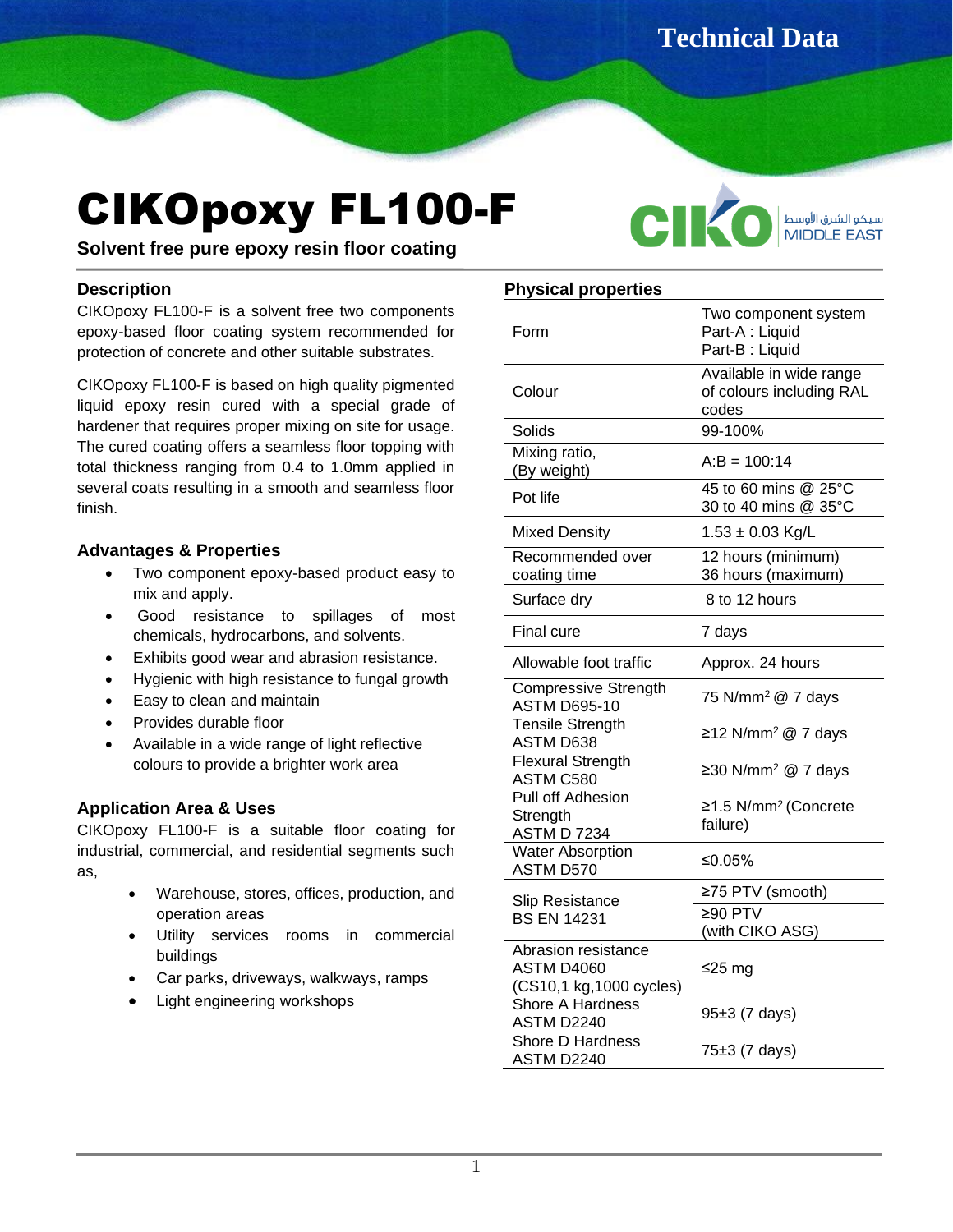# CIKOpoxy FL100-F

**Solvent free pure epoxy resin floor coating**

## Description

CIKOpoxy FL100-F is a solvent free two components epoxy-based floor coating system recommended for protection of concrete and other suitable substrates.

CIKOpoxy FL100-F is based on high quality pigmented liquid epoxy resin cured with a special grade of hardener that requires proper mixing on site for usage. The cured coating offers a seamless floor topping with total thickness ranging from 0.4 to 1.0mm applied in several coats resulting in a smooth and seamless floor finish.

## Advantages & Properties

- Two component epoxy-based product easy to mix and apply.
- Good resistance to spillages of most chemicals, hydrocarbons, and solvents.
- Exhibits good wear and abrasion resistance.
- Hygienic with high resistance to fungal growth
- Easy to clean and maintain
- Provides durable floor
- Available in a wide range of light reflective colours to provide a brighter work area

## Application Area & Uses

CIKOpoxy FL100-F is a suitable floor coating for industrial, commercial, and residential segments such as,

- Warehouse, stores, offices, production, and operation areas
- Utility services rooms in commercial buildings
- Car parks, driveways, walkways, ramps
- Light engineering workshops

## Physical properties

| Property | Value |
|---|---|
| Form | Two component system<br>Part-A : Liquid<br>Part-B : Liquid |
| Colour | Available in wide range of colours including RAL codes |
| Solids | 99-100% |
| Mixing ratio, (By weight) | A:B = 100:14 |
| Pot life | 45 to 60 mins @ 25°C<br>30 to 40 mins @ 35°C |
| Mixed Density | 1.53 ± 0.03 Kg/L |
| Recommended over coating time | 12 hours (minimum)<br>36 hours (maximum) |
| Surface dry | 8 to 12 hours |
| Final cure | 7 days |
| Allowable foot traffic | Approx. 24 hours |
| Compressive Strength ASTM D695-10 | 75 N/mm$^2$ @ 7 days |
| Tensile Strength ASTM D638 | ≥12 N/mm$^2$ @ 7 days |
| Flexural Strength ASTM C580 | ≥30 N/mm$^2$ @ 7 days |
| Pull off Adhesion Strength ASTM D 7234 | ≥1.5 N/mm$^2$ (Concrete failure) |
| Water Absorption ASTM D570 | ≤0.05% |
| Slip Resistance BS EN 14231 | ≥75 PTV (smooth)<br>≥90 PTV (with CIKO ASG) |
| Abrasion resistance ASTM D4060 (CS10,1 kg,1000 cycles) | ≤25 mg |
| Shore A Hardness ASTM D2240 | 95±3 (7 days) |
| Shore D Hardness ASTM D2240 | 75±3 (7 days) |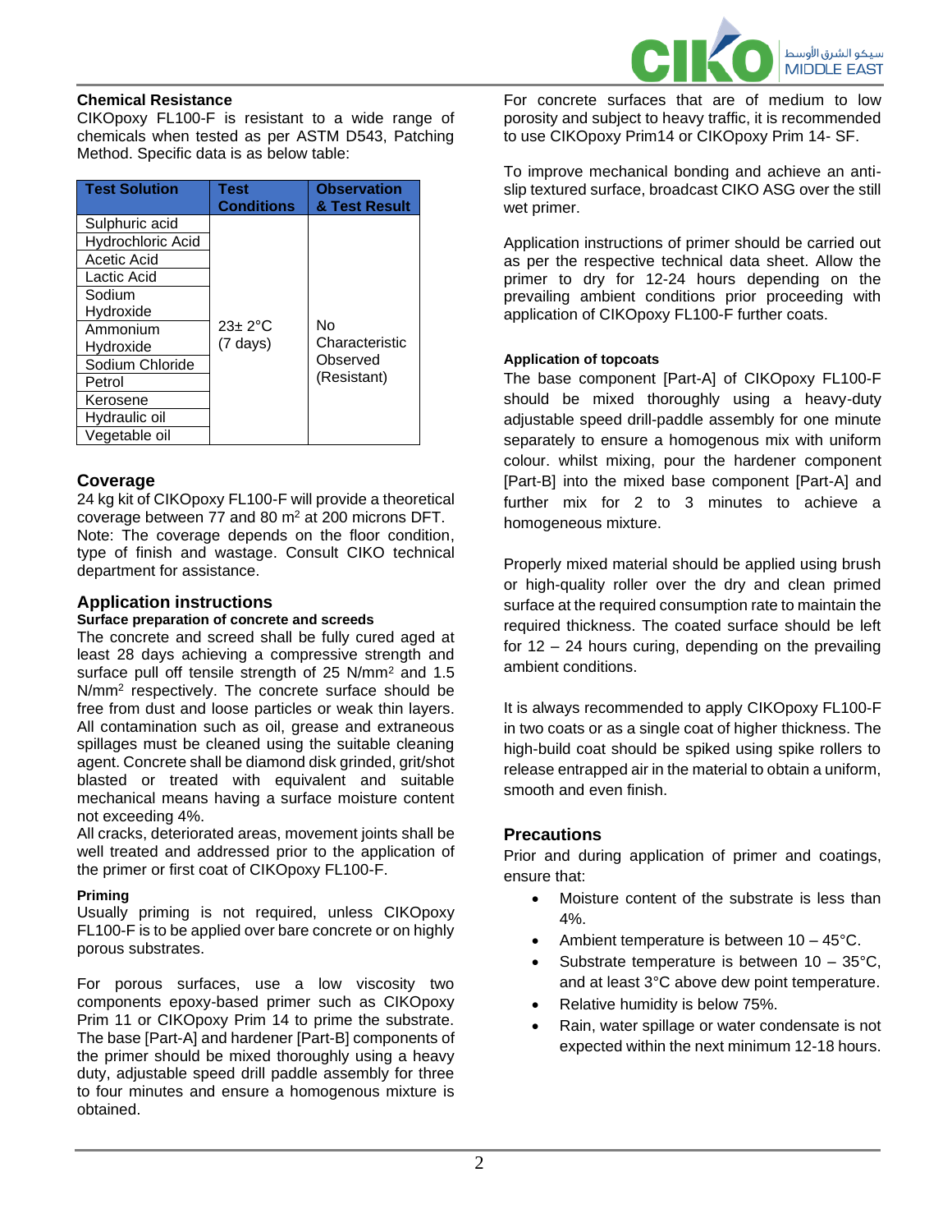## Chemical Resistance

CIKOpoxy FL100-F is resistant to a wide range of chemicals when tested as per ASTM D543, Patching Method. Specific data is as below table:

| Test Solution | Test Conditions | Observation & Test Result |
|---|---|---|
| Sulphuric acid | 23± 2°C (7 days) | No Characteristic Observed (Resistant) |
| Hydrochloric Acid | | |
| Acetic Acid | | |
| Lactic Acid | | |
| Sodium Hydroxide | | |
| Ammonium Hydroxide | | |
| Sodium Chloride | | |
| Petrol | | |
| Kerosene | | |
| Hydraulic oil | | |
| Vegetable oil | | |

## Coverage

24 kg kit of CIKOpoxy FL100-F will provide a theoretical coverage between 77 and 80 m$^2$ at 200 microns DFT.
Note: The coverage depends on the floor condition, type of finish and wastage. Consult CIKO technical department for assistance.

## Application instructions

### Surface preparation of concrete and screeds

The concrete and screed shall be fully cured aged at least 28 days achieving a compressive strength and surface pull off tensile strength of 25 N/mm$^2$ and 1.5 N/mm$^2$ respectively. The concrete surface should be free from dust and loose particles or weak thin layers. All contamination such as oil, grease and extraneous spillages must be cleaned using the suitable cleaning agent. Concrete shall be diamond disk grinded, grit/shot blasted or treated with equivalent and suitable mechanical means having a surface moisture content not exceeding 4%.
All cracks, deteriorated areas, movement joints shall be well treated and addressed prior to the application of the primer or first coat of CIKOpoxy FL100-F.

### Priming

Usually priming is not required, unless CIKOpoxy FL100-F is to be applied over bare concrete or on highly porous substrates.

For porous surfaces, use a low viscosity two components epoxy-based primer such as CIKOpoxy Prim 11 or CIKOpoxy Prim 14 to prime the substrate. The base [Part-A] and hardener [Part-B] components of the primer should be mixed thoroughly using a heavy duty, adjustable speed drill paddle assembly for three to four minutes and ensure a homogenous mixture is obtained.

For concrete surfaces that are of medium to low porosity and subject to heavy traffic, it is recommended to use CIKOpoxy Prim14 or CIKOpoxy Prim 14- SF.

To improve mechanical bonding and achieve an anti-slip textured surface, broadcast CIKO ASG over the still wet primer.

Application instructions of primer should be carried out as per the respective technical data sheet. Allow the primer to dry for 12-24 hours depending on the prevailing ambient conditions prior proceeding with application of CIKOpoxy FL100-F further coats.

### Application of topcoats

The base component [Part-A] of CIKOpoxy FL100-F should be mixed thoroughly using a heavy-duty adjustable speed drill-paddle assembly for one minute separately to ensure a homogenous mix with uniform colour. whilst mixing, pour the hardener component [Part-B] into the mixed base component [Part-A] and further mix for 2 to 3 minutes to achieve a homogeneous mixture.

Properly mixed material should be applied using brush or high-quality roller over the dry and clean primed surface at the required consumption rate to maintain the required thickness. The coated surface should be left for 12 – 24 hours curing, depending on the prevailing ambient conditions.

It is always recommended to apply CIKOpoxy FL100-F in two coats or as a single coat of higher thickness. The high-build coat should be spiked using spike rollers to release entrapped air in the material to obtain a uniform, smooth and even finish.

## Precautions

Prior and during application of primer and coatings, ensure that:

- Moisture content of the substrate is less than 4%.
- Ambient temperature is between 10 – 45°C.
- Substrate temperature is between 10 – 35°C, and at least 3°C above dew point temperature.
- Relative humidity is below 75%.
- Rain, water spillage or water condensate is not expected within the next minimum 12-18 hours.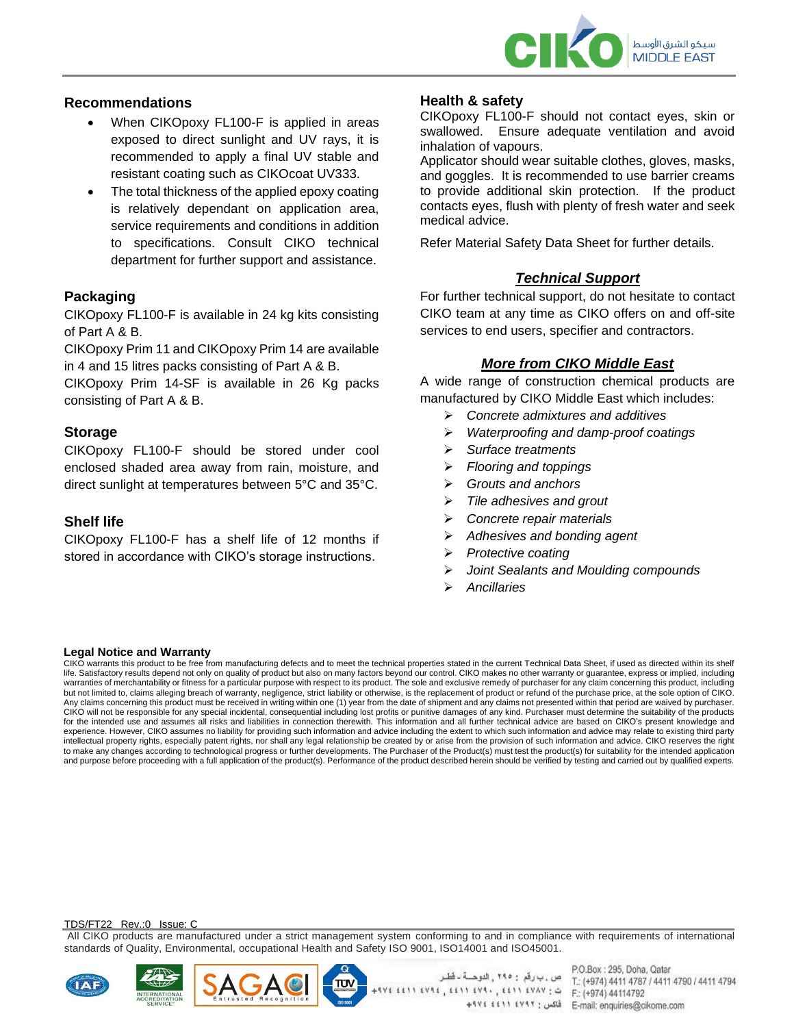## Recommendations

- When CIKOpoxy FL100-F is applied in areas exposed to direct sunlight and UV rays, it is recommended to apply a final UV stable and resistant coating such as CIKOcoat UV333.
- The total thickness of the applied epoxy coating is relatively dependant on application area, service requirements and conditions in addition to specifications. Consult CIKO technical department for further support and assistance.

## Packaging

CIKOpoxy FL100-F is available in 24 kg kits consisting of Part A & B.

CIKOpoxy Prim 11 and CIKOpoxy Prim 14 are available in 4 and 15 litres packs consisting of Part A & B.

CIKOpoxy Prim 14-SF is available in 26 Kg packs consisting of Part A & B.

## Storage

CIKOpoxy FL100-F should be stored under cool enclosed shaded area away from rain, moisture, and direct sunlight at temperatures between 5°C and 35°C.

## Shelf life

CIKOpoxy FL100-F has a shelf life of 12 months if stored in accordance with CIKO's storage instructions.

## Health & safety

CIKOpoxy FL100-F should not contact eyes, skin or swallowed. Ensure adequate ventilation and avoid inhalation of vapours.

Applicator should wear suitable clothes, gloves, masks, and goggles. It is recommended to use barrier creams to provide additional skin protection. If the product contacts eyes, flush with plenty of fresh water and seek medical advice.

Refer Material Safety Data Sheet for further details.

## ***Technical Support***

For further technical support, do not hesitate to contact CIKO team at any time as CIKO offers on and off-site services to end users, specifier and contractors.

## ***More from CIKO Middle East***

A wide range of construction chemical products are manufactured by CIKO Middle East which includes:

- *Concrete admixtures and additives*
- *Waterproofing and damp-proof coatings*
- *Surface treatments*
- *Flooring and toppings*
- *Grouts and anchors*
- *Tile adhesives and grout*
- *Concrete repair materials*
- *Adhesives and bonding agent*
- *Protective coating*
- *Joint Sealants and Moulding compounds*
- *Ancillaries*

### Legal Notice and Warranty

CIKO warrants this product to be free from manufacturing defects and to meet the technical properties stated in the current Technical Data Sheet, if used as directed within its shelf life. Satisfactory results depend not only on quality of product but also on many factors beyond our control. CIKO makes no other warranty or guarantee, express or implied, including warranties of merchantability or fitness for a particular purpose with respect to its product. The sole and exclusive remedy of purchaser for any claim concerning this product, including but not limited to, claims alleging breach of warranty, negligence, strict liability or otherwise, is the replacement of product or refund of the purchase price, at the sole option of CIKO. Any claims concerning this product must be received in writing within one (1) year from the date of shipment and any claims not presented within that period are waived by purchaser. CIKO will not be responsible for any special incidental, consequential including lost profits or punitive damages of any kind. Purchaser must determine the suitability of the products for the intended use and assumes all risks and liabilities in connection therewith. This information and all further technical advice are based on CIKO's present knowledge and experience. However, CIKO assumes no liability for providing such information and advice including the extent to which such information and advice may relate to existing third party intellectual property rights, especially patent rights, nor shall any legal relationship be created by or arise from the provision of such information and advice. CIKO reserves the right to make any changes according to technological progress or further developments. The Purchaser of the Product(s) must test the product(s) for suitability for the intended application and purpose before proceeding with a full application of the product(s). Performance of the product described herein should be verified by testing and carried out by qualified experts.

TDS/FT22 Rev.:0 Issue: C

All CIKO products are manufactured under a strict management system conforming to and in compliance with requirements of international standards of Quality, Environmental, occupational Health and Safety ISO 9001, ISO14001 and ISO45001.

ص. ب رقم : ٢٩٥ , الدوحة - قطر
ت : ٤٤١١٤٧٨٧ , ٤٤١١٤٧٩٠ , ٤٤١١٤٧٩٤ +٩٧٤
فاكس : ٤٤١١٤٧٩٢ +٩٧٤

P.O.Box : 295, Doha, Qatar
T.: (+974) 4411 4787 / 4411 4790 / 4411 4794
F.: (+974) 44114792
E-mail: enquiries@cikome.com